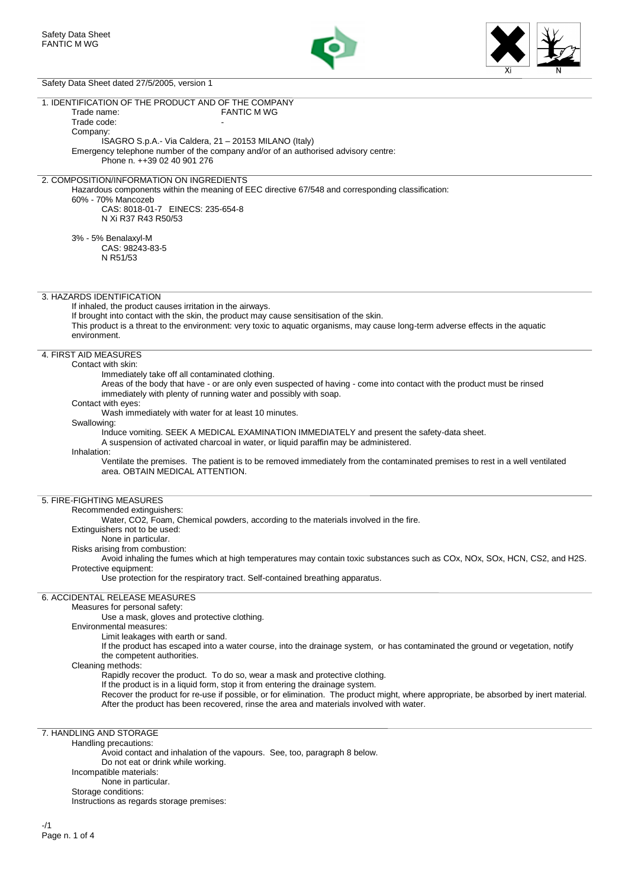Safety Data Sheet
FANTIC M WG

Xi N

Safety Data Sheet dated 27/5/2005, version 1

## 1. IDENTIFICATION OF THE PRODUCT AND OF THE COMPANY

Trade name: FANTIC M WG
Trade code: -
Company:
ISAGRO S.p.A.- Via Caldera, 21 – 20153 MILANO (Italy)
Emergency telephone number of the company and/or of an authorised advisory centre:
Phone n. ++39 02 40 901 276

## 2. COMPOSITION/INFORMATION ON INGREDIENTS

Hazardous components within the meaning of EEC directive 67/548 and corresponding classification:

60% - 70% Mancozeb
CAS: 8018-01-7 EINECS: 235-654-8
N Xi R37 R43 R50/53

3% - 5% Benalaxyl-M
CAS: 98243-83-5
N R51/53

## 3. HAZARDS IDENTIFICATION

If inhaled, the product causes irritation in the airways.
If brought into contact with the skin, the product may cause sensitisation of the skin.
This product is a threat to the environment: very toxic to aquatic organisms, may cause long-term adverse effects in the aquatic environment.

## 4. FIRST AID MEASURES

Contact with skin:
Immediately take off all contaminated clothing.
Areas of the body that have - or are only even suspected of having - come into contact with the product must be rinsed immediately with plenty of running water and possibly with soap.

Contact with eyes:
Wash immediately with water for at least 10 minutes.

Swallowing:
Induce vomiting. SEEK A MEDICAL EXAMINATION IMMEDIATELY and present the safety-data sheet.
A suspension of activated charcoal in water, or liquid paraffin may be administered.

Inhalation:
Ventilate the premises. The patient is to be removed immediately from the contaminated premises to rest in a well ventilated area. OBTAIN MEDICAL ATTENTION.

## 5. FIRE-FIGHTING MEASURES

Recommended extinguishers:
Water, CO2, Foam, Chemical powders, according to the materials involved in the fire.

Extinguishers not to be used:
None in particular.

Risks arising from combustion:
Avoid inhaling the fumes which at high temperatures may contain toxic substances such as COx, NOx, SOx, HCN, CS2, and H2S.

Protective equipment:
Use protection for the respiratory tract. Self-contained breathing apparatus.

## 6. ACCIDENTAL RELEASE MEASURES

Measures for personal safety:
Use a mask, gloves and protective clothing.

Environmental measures:
Limit leakages with earth or sand.
If the product has escaped into a water course, into the drainage system, or has contaminated the ground or vegetation, notify the competent authorities.

Cleaning methods:
Rapidly recover the product. To do so, wear a mask and protective clothing.
If the product is in a liquid form, stop it from entering the drainage system.
Recover the product for re-use if possible, or for elimination. The product might, where appropriate, be absorbed by inert material.
After the product has been recovered, rinse the area and materials involved with water.

## 7. HANDLING AND STORAGE

Handling precautions:
Avoid contact and inhalation of the vapours. See, too, paragraph 8 below.
Do not eat or drink while working.

Incompatible materials:
None in particular.

Storage conditions:
Instructions as regards storage premises: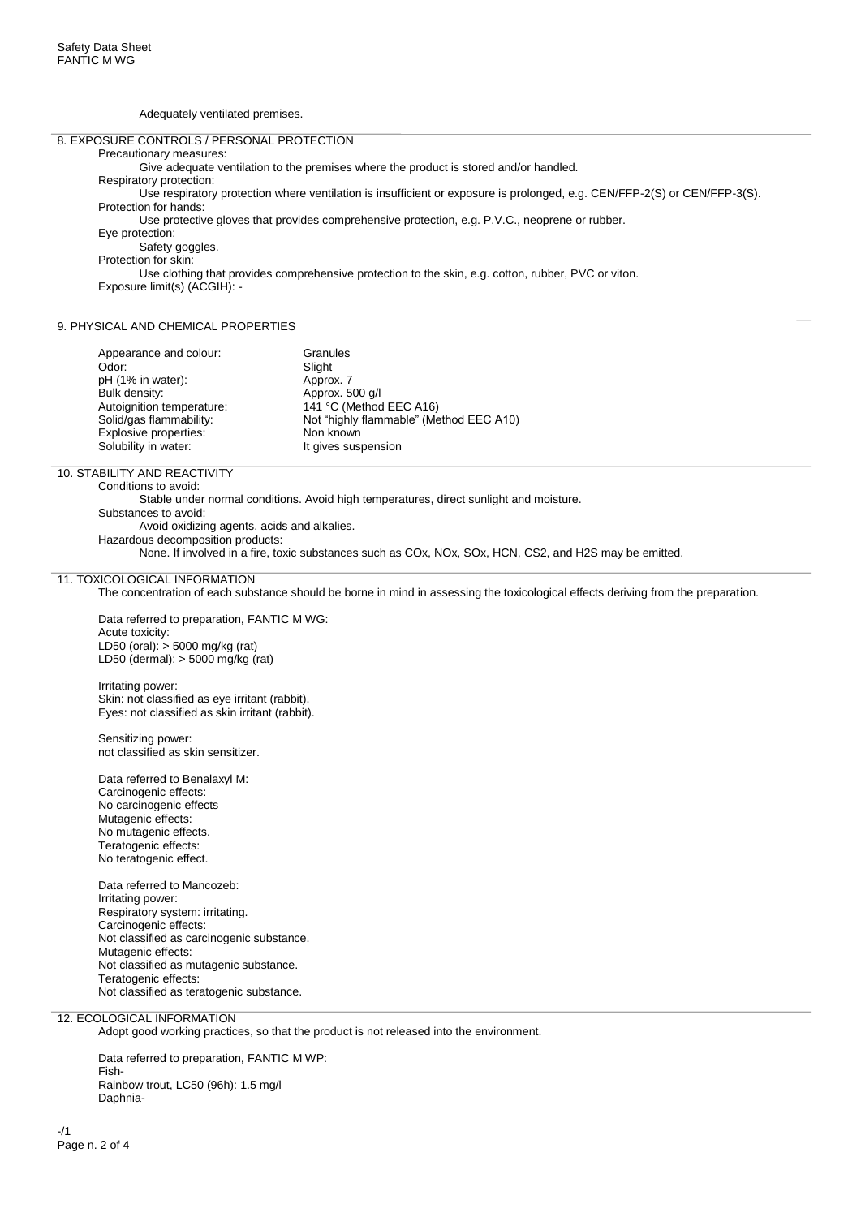Adequately ventilated premises.

## 8. EXPOSURE CONTROLS / PERSONAL PROTECTION

Precautionary measures:

Give adequate ventilation to the premises where the product is stored and/or handled.

Respiratory protection:

Use respiratory protection where ventilation is insufficient or exposure is prolonged, e.g. CEN/FFP-2(S) or CEN/FFP-3(S).

Protection for hands:

Use protective gloves that provides comprehensive protection, e.g. P.V.C., neoprene or rubber.

Eye protection:

Safety goggles.

Protection for skin:

Use clothing that provides comprehensive protection to the skin, e.g. cotton, rubber, PVC or viton.

Exposure limit(s) (ACGIH): -

## 9. PHYSICAL AND CHEMICAL PROPERTIES

| | |
|---|---|
| Appearance and colour: | Granules |
| Odor: | Slight |
| pH (1% in water): | Approx. 7 |
| Bulk density: | Approx. 500 g/l |
| Autoignition temperature: | 141 °C (Method EEC A16) |
| Solid/gas flammability: | Not "highly flammable" (Method EEC A10) |
| Explosive properties: | Non known |
| Solubility in water: | It gives suspension |

## 10. STABILITY AND REACTIVITY

Conditions to avoid:

Stable under normal conditions. Avoid high temperatures, direct sunlight and moisture.

Substances to avoid:

Avoid oxidizing agents, acids and alkalies.

Hazardous decomposition products:

None. If involved in a fire, toxic substances such as $CO_x$, $NO_x$, $SO_x$, HCN, $CS_2$, and $H_2S$ may be emitted.

## 11. TOXICOLOGICAL INFORMATION

The concentration of each substance should be borne in mind in assessing the toxicological effects deriving from the preparation.

Data referred to preparation, FANTIC M WG:
Acute toxicity:
LD50 (oral): > 5000 mg/kg (rat)
LD50 (dermal): > 5000 mg/kg (rat)

Irritating power:
Skin: not classified as eye irritant (rabbit).
Eyes: not classified as skin irritant (rabbit).

Sensitizing power:
not classified as skin sensitizer.

Data referred to Benalaxyl M:
Carcinogenic effects:
No carcinogenic effects
Mutagenic effects:
No mutagenic effects.
Teratogenic effects:
No teratogenic effect.

Data referred to Mancozeb:
Irritating power:
Respiratory system: irritating.
Carcinogenic effects:
Not classified as carcinogenic substance.
Mutagenic effects:
Not classified as mutagenic substance.
Teratogenic effects:
Not classified as teratogenic substance.

## 12. ECOLOGICAL INFORMATION

Adopt good working practices, so that the product is not released into the environment.

Data referred to preparation, FANTIC M WP:
Fish-
Rainbow trout, LC50 (96h): 1.5 mg/l
Daphnia-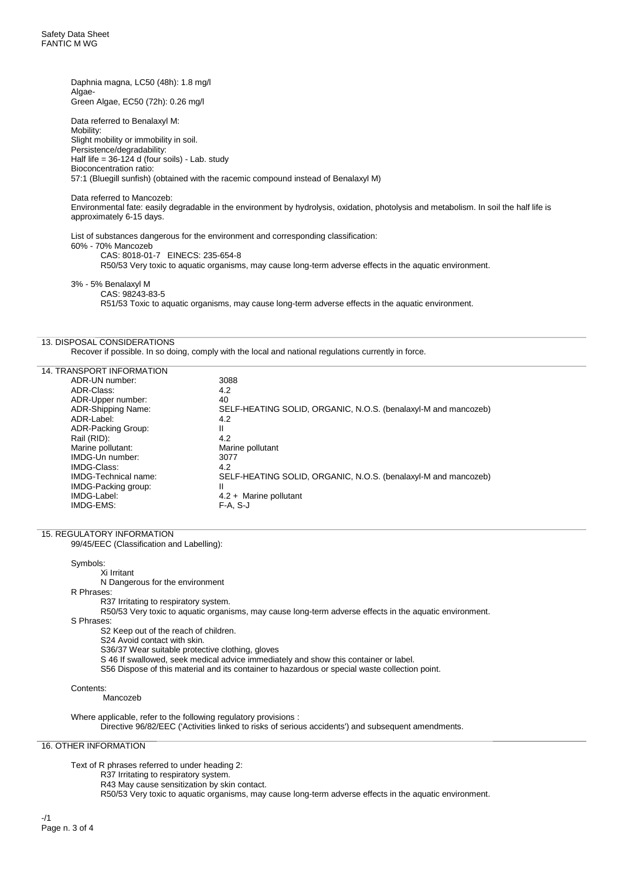Daphnia magna, LC50 (48h): 1.8 mg/l
Algae-
Green Algae, EC50 (72h): 0.26 mg/l

Data referred to Benalaxyl M:
Mobility:
Slight mobility or immobility in soil.
Persistence/degradability:
Half life = 36-124 d (four soils) - Lab. study
Bioconcentration ratio:
57:1 (Bluegill sunfish) (obtained with the racemic compound instead of Benalaxyl M)

Data referred to Mancozeb:
Environmental fate: easily degradable in the environment by hydrolysis, oxidation, photolysis and metabolism. In soil the half life is approximately 6-15 days.

List of substances dangerous for the environment and corresponding classification:
60% - 70% Mancozeb
CAS: 8018-01-7 EINECS: 235-654-8
R50/53 Very toxic to aquatic organisms, may cause long-term adverse effects in the aquatic environment.

3% - 5% Benalaxyl M
CAS: 98243-83-5
R51/53 Toxic to aquatic organisms, may cause long-term adverse effects in the aquatic environment.

## 13. DISPOSAL CONSIDERATIONS

Recover if possible. In so doing, comply with the local and national regulations currently in force.

## 14. TRANSPORT INFORMATION

| | |
|---|---|
| ADR-UN number: | 3088 |
| ADR-Class: | 4.2 |
| ADR-Upper number: | 40 |
| ADR-Shipping Name: | SELF-HEATING SOLID, ORGANIC, N.O.S. (benalaxyl-M and mancozeb) |
| ADR-Label: | 4.2 |
| ADR-Packing Group: | II |
| Rail (RID): | 4.2 |
| Marine pollutant: | Marine pollutant |
| IMDG-Un number: | 3077 |
| IMDG-Class: | 4.2 |
| IMDG-Technical name: | SELF-HEATING SOLID, ORGANIC, N.O.S. (benalaxyl-M and mancozeb) |
| IMDG-Packing group: | II |
| IMDG-Label: | 4.2 + Marine pollutant |
| IMDG-EMS: | F-A, S-J |

## 15. REGULATORY INFORMATION

99/45/EEC (Classification and Labelling):

Symbols:
Xi Irritant
N Dangerous for the environment
R Phrases:
R37 Irritating to respiratory system.
R50/53 Very toxic to aquatic organisms, may cause long-term adverse effects in the aquatic environment.
S Phrases:
S2 Keep out of the reach of children.
S24 Avoid contact with skin.
S36/37 Wear suitable protective clothing, gloves
S 46 If swallowed, seek medical advice immediately and show this container or label.
S56 Dispose of this material and its container to hazardous or special waste collection point.

Contents:
Mancozeb

Where applicable, refer to the following regulatory provisions :
Directive 96/82/EEC ('Activities linked to risks of serious accidents') and subsequent amendments.

## 16. OTHER INFORMATION

Text of R phrases referred to under heading 2:
R37 Irritating to respiratory system.
R43 May cause sensitization by skin contact.
R50/53 Very toxic to aquatic organisms, may cause long-term adverse effects in the aquatic environment.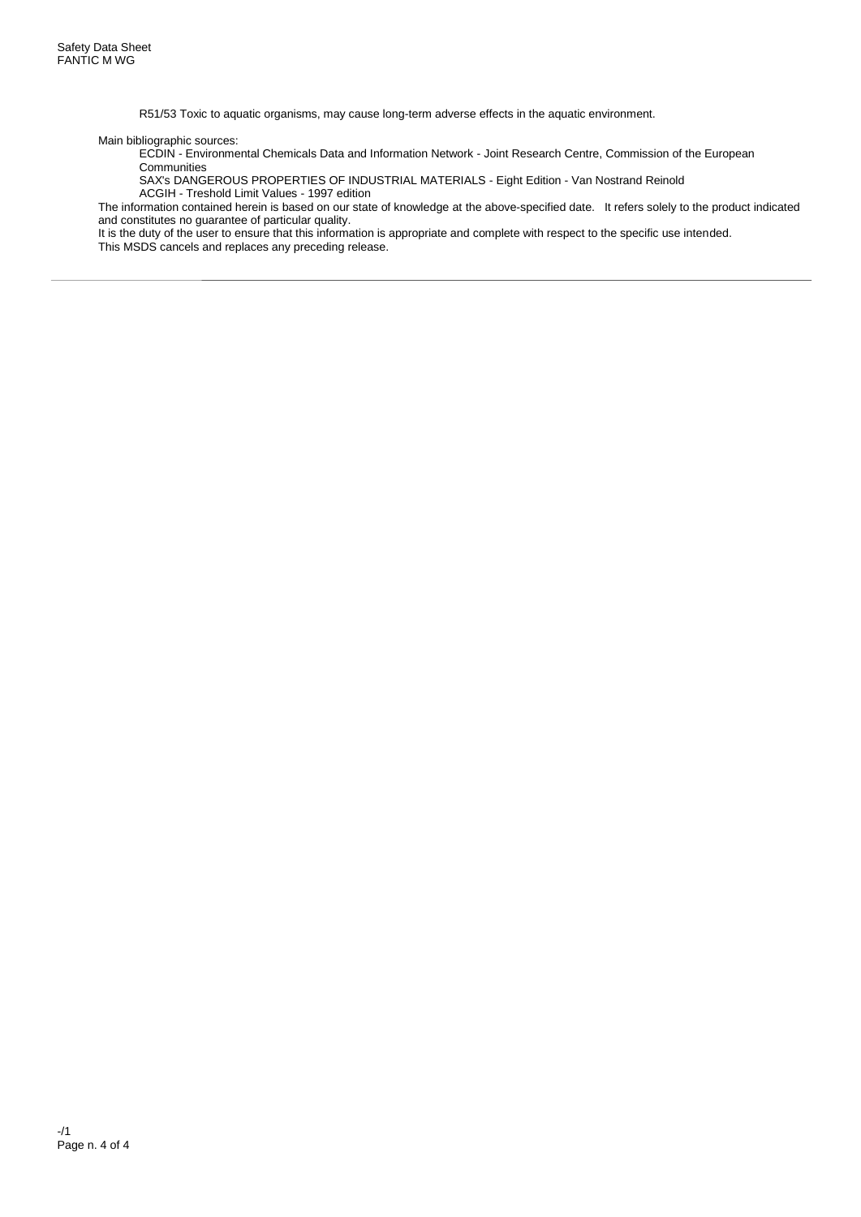R51/53 Toxic to aquatic organisms, may cause long-term adverse effects in the aquatic environment.

Main bibliographic sources:

ECDIN - Environmental Chemicals Data and Information Network - Joint Research Centre, Commission of the European Communities

SAX's DANGEROUS PROPERTIES OF INDUSTRIAL MATERIALS - Eight Edition - Van Nostrand Reinold

ACGIH - Treshold Limit Values - 1997 edition

The information contained herein is based on our state of knowledge at the above-specified date. It refers solely to the product indicated and constitutes no guarantee of particular quality.

It is the duty of the user to ensure that this information is appropriate and complete with respect to the specific use intended.

This MSDS cancels and replaces any preceding release.